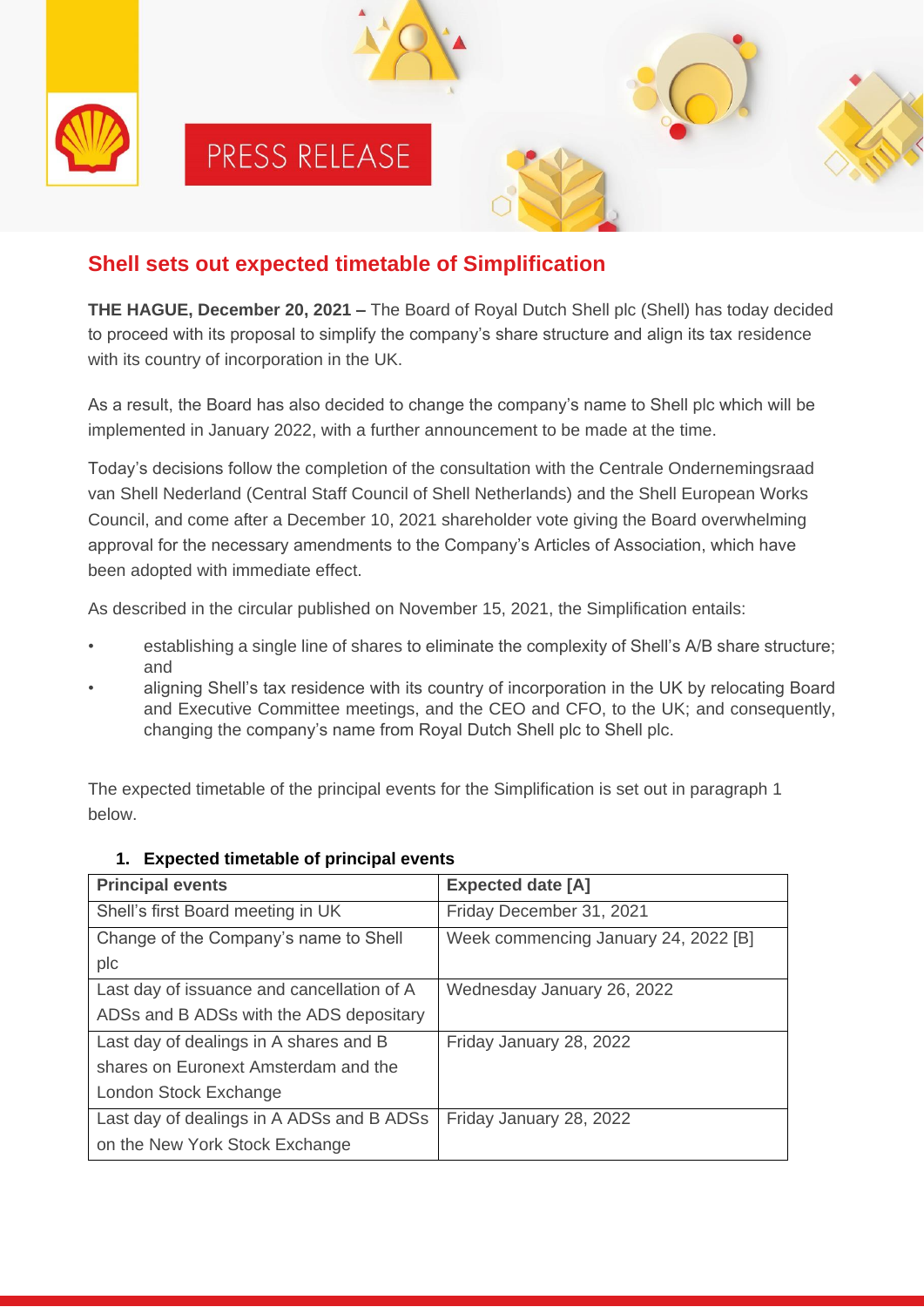PRESS RELEASE

# Shell sets out expected timetable of Simplification

**THE HAGUE, December 20, 2021 –** The Board of Royal Dutch Shell plc (Shell) has today decided to proceed with its proposal to simplify the company's share structure and align its tax residence with its country of incorporation in the UK.

As a result, the Board has also decided to change the company's name to Shell plc which will be implemented in January 2022, with a further announcement to be made at the time.

Today's decisions follow the completion of the consultation with the Centrale Ondernemingsraad van Shell Nederland (Central Staff Council of Shell Netherlands) and the Shell European Works Council, and come after a December 10, 2021 shareholder vote giving the Board overwhelming approval for the necessary amendments to the Company's Articles of Association, which have been adopted with immediate effect.

As described in the circular published on November 15, 2021, the Simplification entails:

- establishing a single line of shares to eliminate the complexity of Shell's A/B share structure; and
- aligning Shell's tax residence with its country of incorporation in the UK by relocating Board and Executive Committee meetings, and the CEO and CFO, to the UK; and consequently, changing the company's name from Royal Dutch Shell plc to Shell plc.

The expected timetable of the principal events for the Simplification is set out in paragraph 1 below.

## 1. Expected timetable of principal events

| Principal events | Expected date [A] |
|---|---|
| Shell's first Board meeting in UK | Friday December 31, 2021 |
| Change of the Company's name to Shell plc | Week commencing January 24, 2022 [B] |
| Last day of issuance and cancellation of A ADSs and B ADSs with the ADS depositary | Wednesday January 26, 2022 |
| Last day of dealings in A shares and B shares on Euronext Amsterdam and the London Stock Exchange | Friday January 28, 2022 |
| Last day of dealings in A ADSs and B ADSs on the New York Stock Exchange | Friday January 28, 2022 |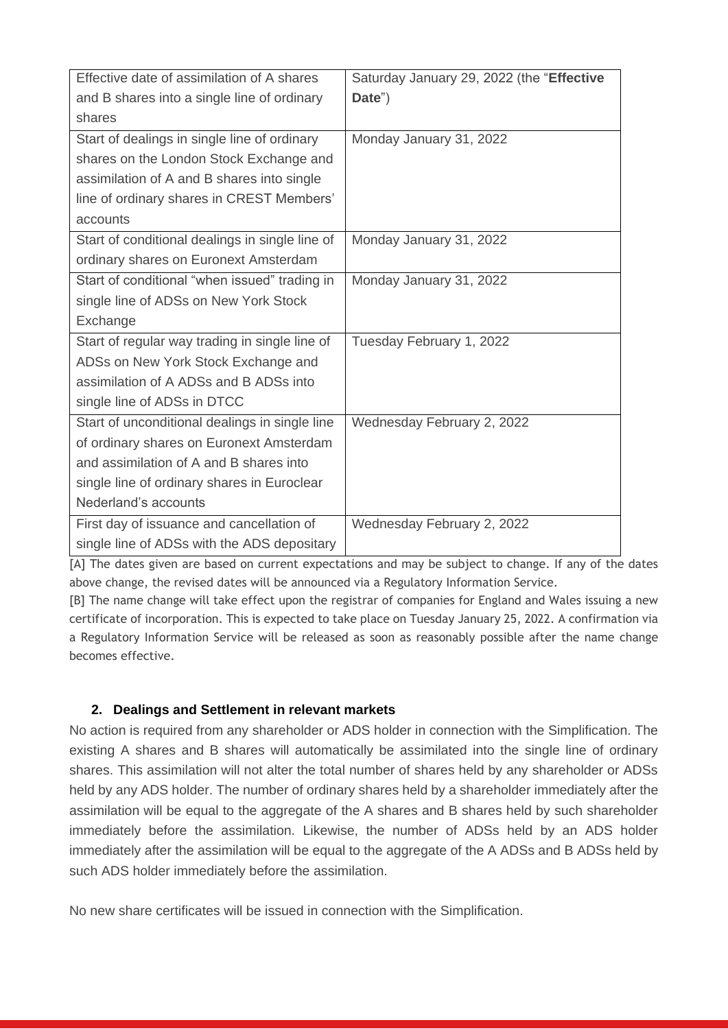| Effective date of assimilation of A shares and B shares into a single line of ordinary shares | Saturday January 29, 2022 (the "**Effective Date**") |
|---|---|
| Start of dealings in single line of ordinary shares on the London Stock Exchange and assimilation of A and B shares into single line of ordinary shares in CREST Members' accounts | Monday January 31, 2022 |
| Start of conditional dealings in single line of ordinary shares on Euronext Amsterdam | Monday January 31, 2022 |
| Start of conditional "when issued" trading in single line of ADSs on New York Stock Exchange | Monday January 31, 2022 |
| Start of regular way trading in single line of ADSs on New York Stock Exchange and assimilation of A ADSs and B ADSs into single line of ADSs in DTCC | Tuesday February 1, 2022 |
| Start of unconditional dealings in single line of ordinary shares on Euronext Amsterdam and assimilation of A and B shares into single line of ordinary shares in Euroclear Nederland's accounts | Wednesday February 2, 2022 |
| First day of issuance and cancellation of single line of ADSs with the ADS depositary | Wednesday February 2, 2022 |

[A] The dates given are based on current expectations and may be subject to change. If any of the dates above change, the revised dates will be announced via a Regulatory Information Service.

[B] The name change will take effect upon the registrar of companies for England and Wales issuing a new certificate of incorporation. This is expected to take place on Tuesday January 25, 2022. A confirmation via a Regulatory Information Service will be released as soon as reasonably possible after the name change becomes effective.

## 2. Dealings and Settlement in relevant markets

No action is required from any shareholder or ADS holder in connection with the Simplification. The existing A shares and B shares will automatically be assimilated into the single line of ordinary shares. This assimilation will not alter the total number of shares held by any shareholder or ADSs held by any ADS holder. The number of ordinary shares held by a shareholder immediately after the assimilation will be equal to the aggregate of the A shares and B shares held by such shareholder immediately before the assimilation. Likewise, the number of ADSs held by an ADS holder immediately after the assimilation will be equal to the aggregate of the A ADSs and B ADSs held by such ADS holder immediately before the assimilation.

No new share certificates will be issued in connection with the Simplification.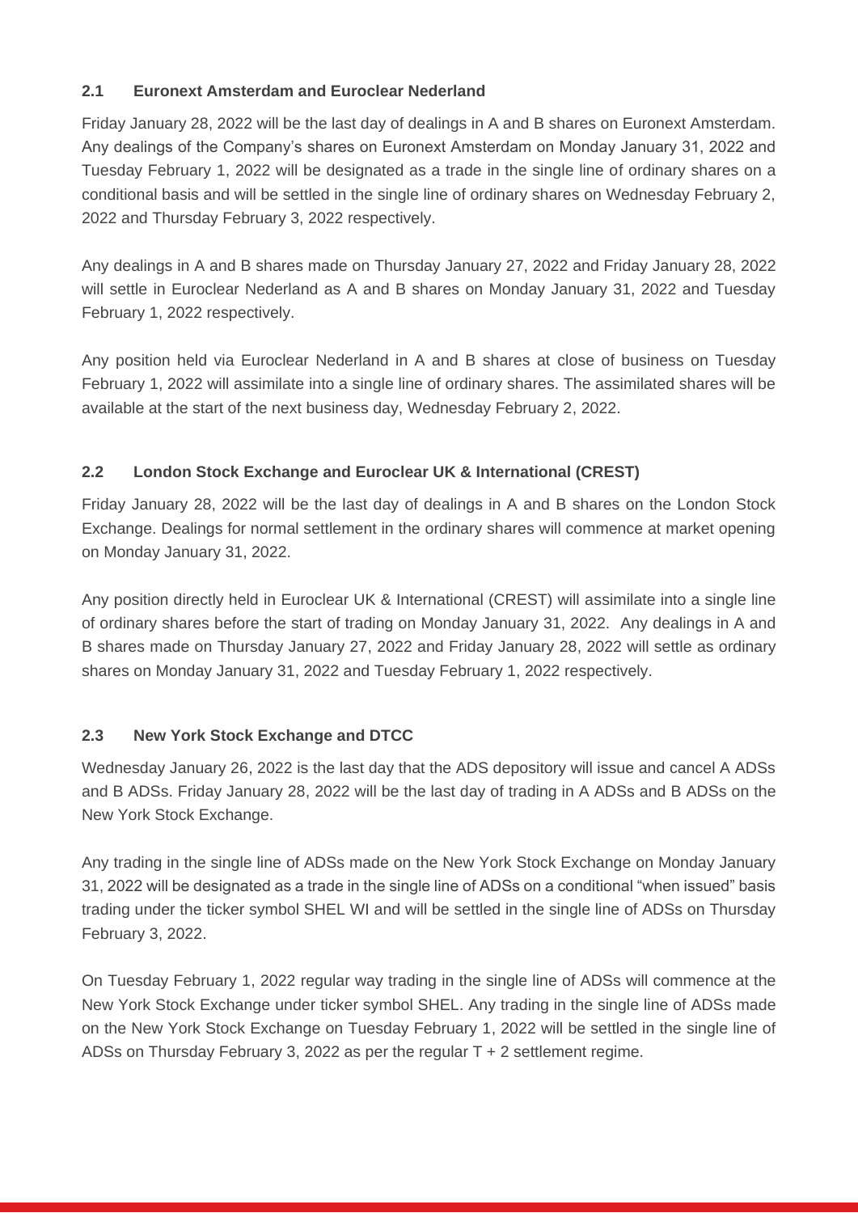### 2.1 Euronext Amsterdam and Euroclear Nederland

Friday January 28, 2022 will be the last day of dealings in A and B shares on Euronext Amsterdam. Any dealings of the Company's shares on Euronext Amsterdam on Monday January 31, 2022 and Tuesday February 1, 2022 will be designated as a trade in the single line of ordinary shares on a conditional basis and will be settled in the single line of ordinary shares on Wednesday February 2, 2022 and Thursday February 3, 2022 respectively.

Any dealings in A and B shares made on Thursday January 27, 2022 and Friday January 28, 2022 will settle in Euroclear Nederland as A and B shares on Monday January 31, 2022 and Tuesday February 1, 2022 respectively.

Any position held via Euroclear Nederland in A and B shares at close of business on Tuesday February 1, 2022 will assimilate into a single line of ordinary shares. The assimilated shares will be available at the start of the next business day, Wednesday February 2, 2022.

### 2.2 London Stock Exchange and Euroclear UK & International (CREST)

Friday January 28, 2022 will be the last day of dealings in A and B shares on the London Stock Exchange. Dealings for normal settlement in the ordinary shares will commence at market opening on Monday January 31, 2022.

Any position directly held in Euroclear UK & International (CREST) will assimilate into a single line of ordinary shares before the start of trading on Monday January 31, 2022. Any dealings in A and B shares made on Thursday January 27, 2022 and Friday January 28, 2022 will settle as ordinary shares on Monday January 31, 2022 and Tuesday February 1, 2022 respectively.

### 2.3 New York Stock Exchange and DTCC

Wednesday January 26, 2022 is the last day that the ADS depository will issue and cancel A ADSs and B ADSs. Friday January 28, 2022 will be the last day of trading in A ADSs and B ADSs on the New York Stock Exchange.

Any trading in the single line of ADSs made on the New York Stock Exchange on Monday January 31, 2022 will be designated as a trade in the single line of ADSs on a conditional "when issued" basis trading under the ticker symbol SHEL WI and will be settled in the single line of ADSs on Thursday February 3, 2022.

On Tuesday February 1, 2022 regular way trading in the single line of ADSs will commence at the New York Stock Exchange under ticker symbol SHEL. Any trading in the single line of ADSs made on the New York Stock Exchange on Tuesday February 1, 2022 will be settled in the single line of ADSs on Thursday February 3, 2022 as per the regular T + 2 settlement regime.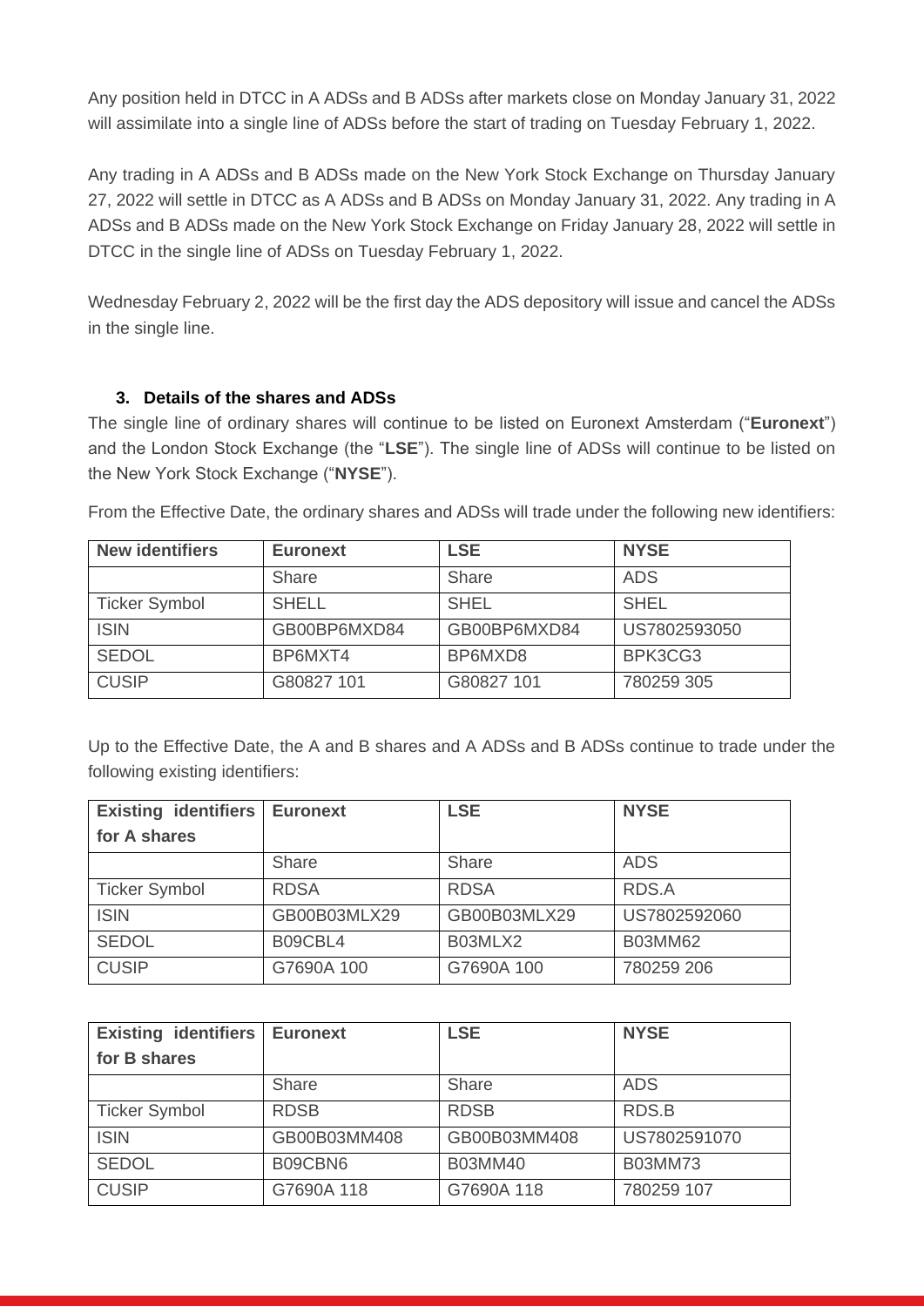Any position held in DTCC in A ADSs and B ADSs after markets close on Monday January 31, 2022 will assimilate into a single line of ADSs before the start of trading on Tuesday February 1, 2022.

Any trading in A ADSs and B ADSs made on the New York Stock Exchange on Thursday January 27, 2022 will settle in DTCC as A ADSs and B ADSs on Monday January 31, 2022. Any trading in A ADSs and B ADSs made on the New York Stock Exchange on Friday January 28, 2022 will settle in DTCC in the single line of ADSs on Tuesday February 1, 2022.

Wednesday February 2, 2022 will be the first day the ADS depository will issue and cancel the ADSs in the single line.

### 3. Details of the shares and ADSs

The single line of ordinary shares will continue to be listed on Euronext Amsterdam ("**Euronext**") and the London Stock Exchange (the "**LSE**"). The single line of ADSs will continue to be listed on the New York Stock Exchange ("**NYSE**").

From the Effective Date, the ordinary shares and ADSs will trade under the following new identifiers:

| **New identifiers** | **Euronext** | **LSE** | **NYSE** |
|---|---|---|---|
| | Share | Share | ADS |
| Ticker Symbol | SHELL | SHEL | SHEL |
| ISIN | GB00BP6MXD84 | GB00BP6MXD84 | US7802593050 |
| SEDOL | BP6MXT4 | BP6MXD8 | BPK3CG3 |
| CUSIP | G80827 101 | G80827 101 | 780259 305 |

Up to the Effective Date, the A and B shares and A ADSs and B ADSs continue to trade under the following existing identifiers:

| **Existing identifiers for A shares** | **Euronext** | **LSE** | **NYSE** |
|---|---|---|---|
| | Share | Share | ADS |
| Ticker Symbol | RDSA | RDSA | RDS.A |
| ISIN | GB00B03MLX29 | GB00B03MLX29 | US7802592060 |
| SEDOL | B09CBL4 | B03MLX2 | B03MM62 |
| CUSIP | G7690A 100 | G7690A 100 | 780259 206 |

| **Existing identifiers for B shares** | **Euronext** | **LSE** | **NYSE** |
|---|---|---|---|
| | Share | Share | ADS |
| Ticker Symbol | RDSB | RDSB | RDS.B |
| ISIN | GB00B03MM408 | GB00B03MM408 | US7802591070 |
| SEDOL | B09CBN6 | B03MM40 | B03MM73 |
| CUSIP | G7690A 118 | G7690A 118 | 780259 107 |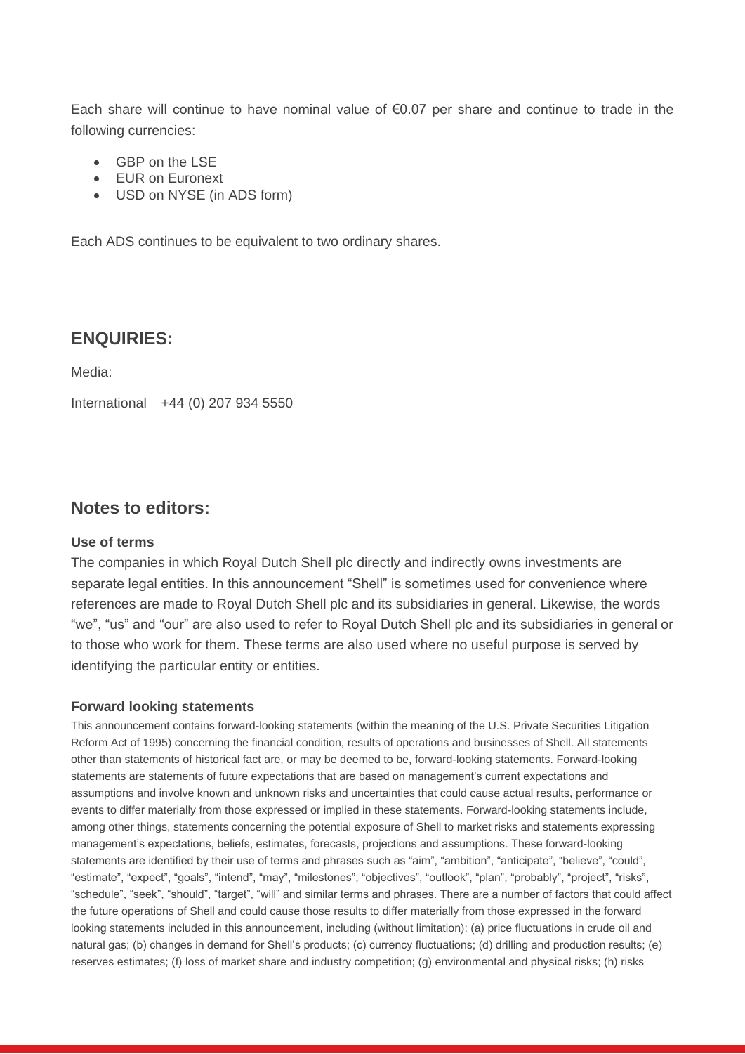Each share will continue to have nominal value of €0.07 per share and continue to trade in the following currencies:

- GBP on the LSE
- EUR on Euronext
- USD on NYSE (in ADS form)

Each ADS continues to be equivalent to two ordinary shares.

---

## ENQUIRIES:

Media:

International +44 (0) 207 934 5550

## Notes to editors:

**Use of terms**

The companies in which Royal Dutch Shell plc directly and indirectly owns investments are separate legal entities. In this announcement “Shell” is sometimes used for convenience where references are made to Royal Dutch Shell plc and its subsidiaries in general. Likewise, the words “we”, “us” and “our” are also used to refer to Royal Dutch Shell plc and its subsidiaries in general or to those who work for them. These terms are also used where no useful purpose is served by identifying the particular entity or entities.

**Forward looking statements**

This announcement contains forward-looking statements (within the meaning of the U.S. Private Securities Litigation Reform Act of 1995) concerning the financial condition, results of operations and businesses of Shell. All statements other than statements of historical fact are, or may be deemed to be, forward-looking statements. Forward-looking statements are statements of future expectations that are based on management’s current expectations and assumptions and involve known and unknown risks and uncertainties that could cause actual results, performance or events to differ materially from those expressed or implied in these statements. Forward-looking statements include, among other things, statements concerning the potential exposure of Shell to market risks and statements expressing management’s expectations, beliefs, estimates, forecasts, projections and assumptions. These forward-looking statements are identified by their use of terms and phrases such as “aim”, “ambition”, “anticipate”, “believe”, “could”, “estimate”, “expect”, “goals”, “intend”, “may”, “milestones”, “objectives”, “outlook”, “plan”, “probably”, “project”, “risks”, “schedule”, “seek”, “should”, “target”, “will” and similar terms and phrases. There are a number of factors that could affect the future operations of Shell and could cause those results to differ materially from those expressed in the forward looking statements included in this announcement, including (without limitation): (a) price fluctuations in crude oil and natural gas; (b) changes in demand for Shell’s products; (c) currency fluctuations; (d) drilling and production results; (e) reserves estimates; (f) loss of market share and industry competition; (g) environmental and physical risks; (h) risks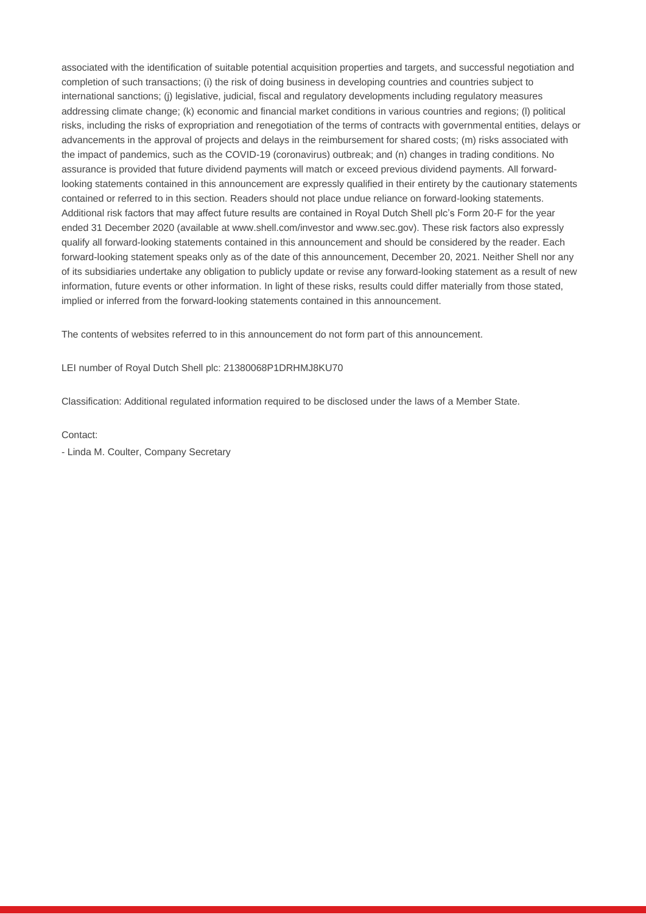associated with the identification of suitable potential acquisition properties and targets, and successful negotiation and completion of such transactions; (i) the risk of doing business in developing countries and countries subject to international sanctions; (j) legislative, judicial, fiscal and regulatory developments including regulatory measures addressing climate change; (k) economic and financial market conditions in various countries and regions; (l) political risks, including the risks of expropriation and renegotiation of the terms of contracts with governmental entities, delays or advancements in the approval of projects and delays in the reimbursement for shared costs; (m) risks associated with the impact of pandemics, such as the COVID-19 (coronavirus) outbreak; and (n) changes in trading conditions. No assurance is provided that future dividend payments will match or exceed previous dividend payments. All forward-looking statements contained in this announcement are expressly qualified in their entirety by the cautionary statements contained or referred to in this section. Readers should not place undue reliance on forward-looking statements. Additional risk factors that may affect future results are contained in Royal Dutch Shell plc's Form 20-F for the year ended 31 December 2020 (available at www.shell.com/investor and www.sec.gov). These risk factors also expressly qualify all forward-looking statements contained in this announcement and should be considered by the reader. Each forward-looking statement speaks only as of the date of this announcement, December 20, 2021. Neither Shell nor any of its subsidiaries undertake any obligation to publicly update or revise any forward-looking statement as a result of new information, future events or other information. In light of these risks, results could differ materially from those stated, implied or inferred from the forward-looking statements contained in this announcement.

The contents of websites referred to in this announcement do not form part of this announcement.

LEI number of Royal Dutch Shell plc: 21380068P1DRHMJ8KU70

Classification: Additional regulated information required to be disclosed under the laws of a Member State.

Contact:

- Linda M. Coulter, Company Secretary